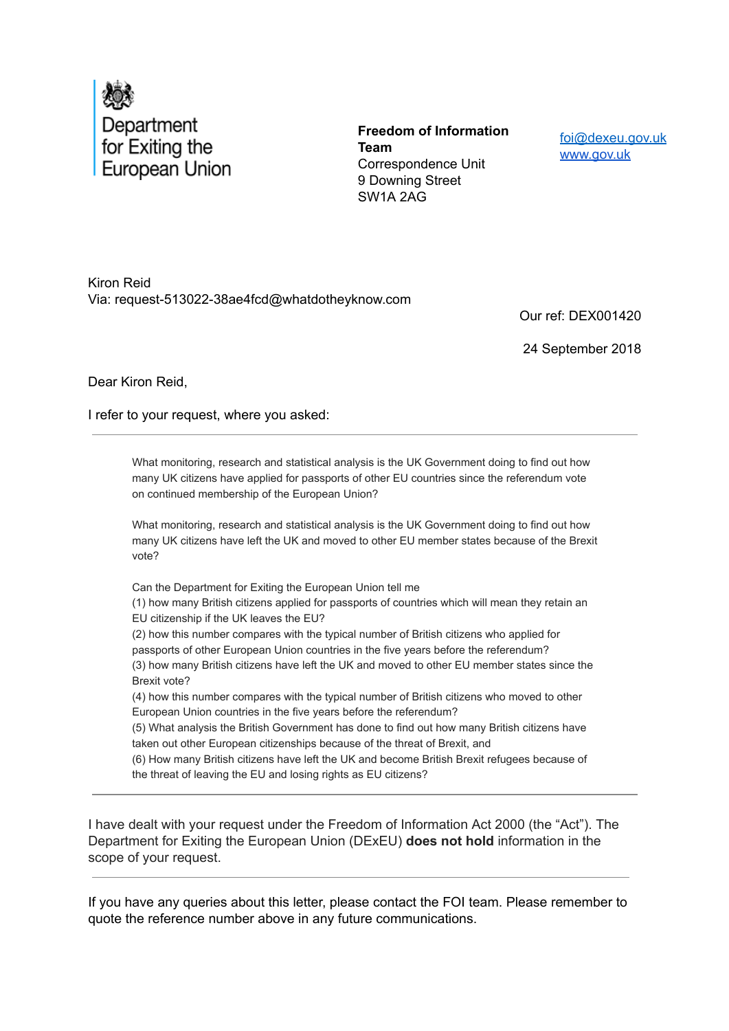Department for Exiting the European Union

**Freedom of Information Team**
Correspondence Unit
9 Downing Street
SW1A 2AG

foi@dexeu.gov.uk
www.gov.uk

Kiron Reid
Via: request-513022-38ae4fcd@whatdotheyknow.com

Our ref: DEX001420

24 September 2018

Dear Kiron Reid,

I refer to your request, where you asked:

---

> What monitoring, research and statistical analysis is the UK Government doing to find out how many UK citizens have applied for passports of other EU countries since the referendum vote on continued membership of the European Union?
>
> What monitoring, research and statistical analysis is the UK Government doing to find out how many UK citizens have left the UK and moved to other EU member states because of the Brexit vote?
>
> Can the Department for Exiting the European Union tell me
> (1) how many British citizens applied for passports of countries which will mean they retain an EU citizenship if the UK leaves the EU?
> (2) how this number compares with the typical number of British citizens who applied for passports of other European Union countries in the five years before the referendum?
> (3) how many British citizens have left the UK and moved to other EU member states since the Brexit vote?
> (4) how this number compares with the typical number of British citizens who moved to other European Union countries in the five years before the referendum?
> (5) What analysis the British Government has done to find out how many British citizens have taken out other European citizenships because of the threat of Brexit, and
> (6) How many British citizens have left the UK and become British Brexit refugees because of the threat of leaving the EU and losing rights as EU citizens?

---

I have dealt with your request under the Freedom of Information Act 2000 (the "Act"). The Department for Exiting the European Union (DExEU) **does not hold** information in the scope of your request.

---

If you have any queries about this letter, please contact the FOI team. Please remember to quote the reference number above in any future communications.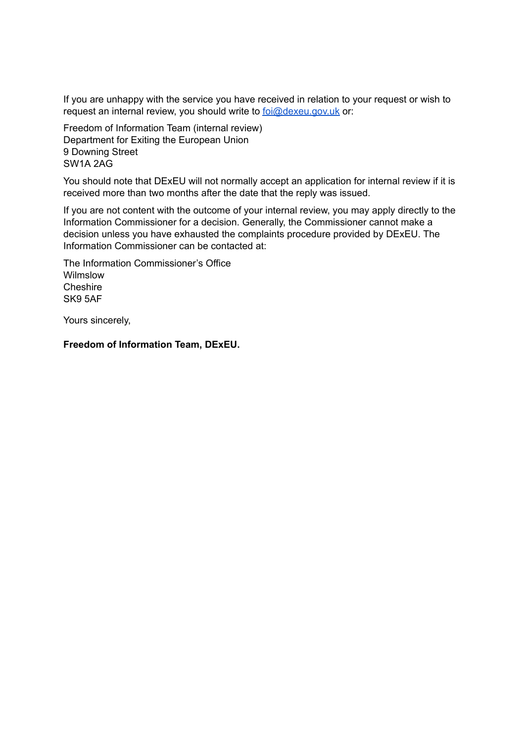If you are unhappy with the service you have received in relation to your request or wish to request an internal review, you should write to [foi@dexeu.gov.uk](mailto:foi@dexeu.gov.uk) or:

Freedom of Information Team (internal review)
Department for Exiting the European Union
9 Downing Street
SW1A 2AG

You should note that DExEU will not normally accept an application for internal review if it is received more than two months after the date that the reply was issued.

If you are not content with the outcome of your internal review, you may apply directly to the Information Commissioner for a decision. Generally, the Commissioner cannot make a decision unless you have exhausted the complaints procedure provided by DExEU. The Information Commissioner can be contacted at:

The Information Commissioner's Office
Wilmslow
Cheshire
SK9 5AF

Yours sincerely,

**Freedom of Information Team, DExEU.**